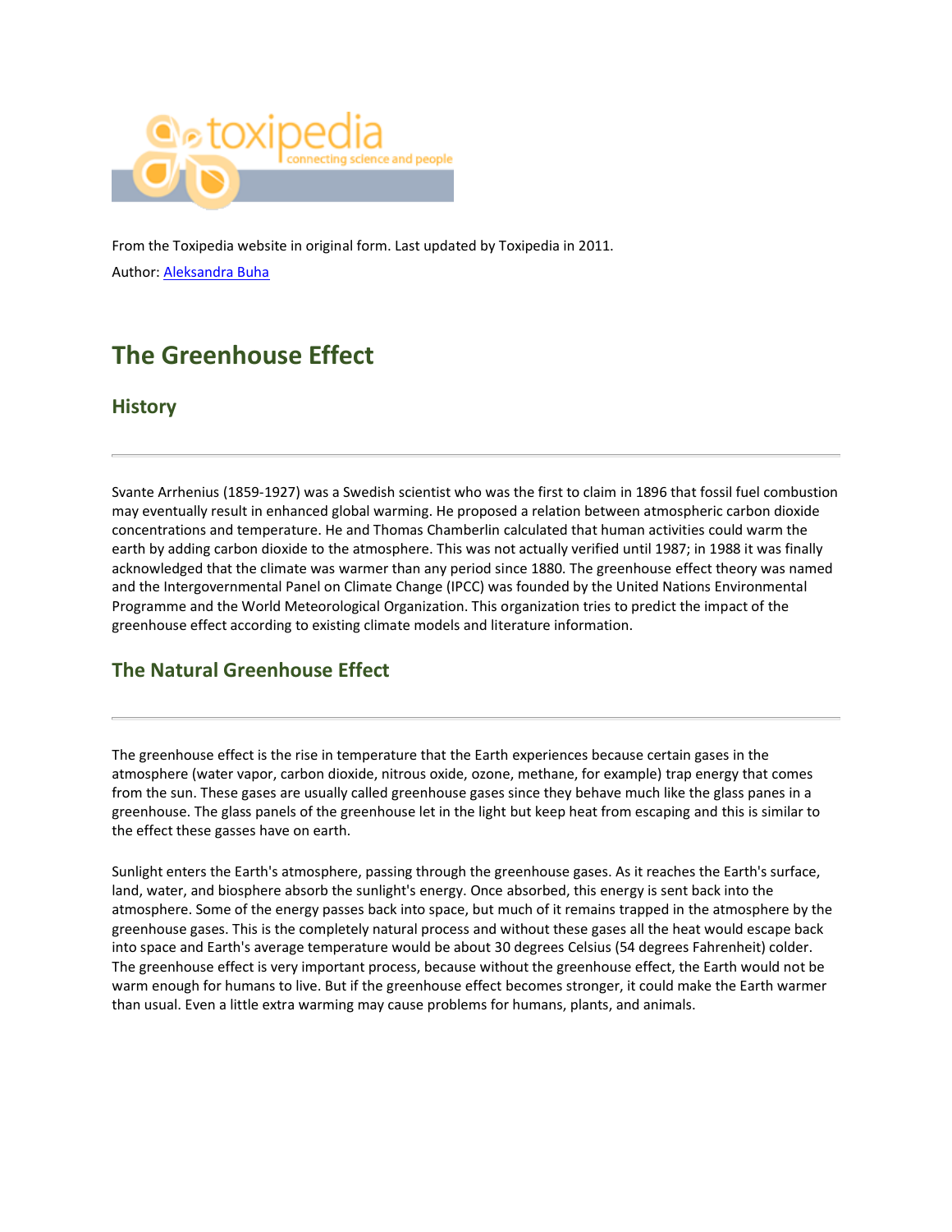From the Toxipedia website in original form. Last updated by Toxipedia in 2011.

Author: Aleksandra Buha

# The Greenhouse Effect

## History

Svante Arrhenius (1859-1927) was a Swedish scientist who was the first to claim in 1896 that fossil fuel combustion may eventually result in enhanced global warming. He proposed a relation between atmospheric carbon dioxide concentrations and temperature. He and Thomas Chamberlin calculated that human activities could warm the earth by adding carbon dioxide to the atmosphere. This was not actually verified until 1987; in 1988 it was finally acknowledged that the climate was warmer than any period since 1880. The greenhouse effect theory was named and the Intergovernmental Panel on Climate Change (IPCC) was founded by the United Nations Environmental Programme and the World Meteorological Organization. This organization tries to predict the impact of the greenhouse effect according to existing climate models and literature information.

## The Natural Greenhouse Effect

The greenhouse effect is the rise in temperature that the Earth experiences because certain gases in the atmosphere (water vapor, carbon dioxide, nitrous oxide, ozone, methane, for example) trap energy that comes from the sun. These gases are usually called greenhouse gases since they behave much like the glass panes in a greenhouse. The glass panels of the greenhouse let in the light but keep heat from escaping and this is similar to the effect these gasses have on earth.

Sunlight enters the Earth's atmosphere, passing through the greenhouse gases. As it reaches the Earth's surface, land, water, and biosphere absorb the sunlight's energy. Once absorbed, this energy is sent back into the atmosphere. Some of the energy passes back into space, but much of it remains trapped in the atmosphere by the greenhouse gases. This is the completely natural process and without these gases all the heat would escape back into space and Earth's average temperature would be about 30 degrees Celsius (54 degrees Fahrenheit) colder. The greenhouse effect is very important process, because without the greenhouse effect, the Earth would not be warm enough for humans to live. But if the greenhouse effect becomes stronger, it could make the Earth warmer than usual. Even a little extra warming may cause problems for humans, plants, and animals.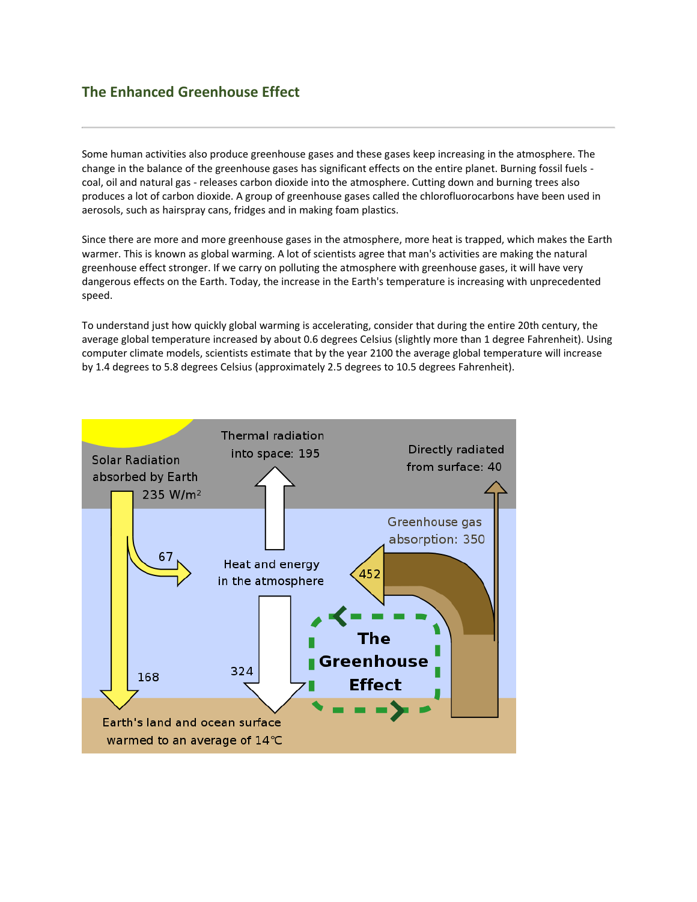## The Enhanced Greenhouse Effect

Some human activities also produce greenhouse gases and these gases keep increasing in the atmosphere. The change in the balance of the greenhouse gases has significant effects on the entire planet. Burning fossil fuels - coal, oil and natural gas - releases carbon dioxide into the atmosphere. Cutting down and burning trees also produces a lot of carbon dioxide. A group of greenhouse gases called the chlorofluorocarbons have been used in aerosols, such as hairspray cans, fridges and in making foam plastics.

Since there are more and more greenhouse gases in the atmosphere, more heat is trapped, which makes the Earth warmer. This is known as global warming. A lot of scientists agree that man's activities are making the natural greenhouse effect stronger. If we carry on polluting the atmosphere with greenhouse gases, it will have very dangerous effects on the Earth. Today, the increase in the Earth's temperature is increasing with unprecedented speed.

To understand just how quickly global warming is accelerating, consider that during the entire 20th century, the average global temperature increased by about 0.6 degrees Celsius (slightly more than 1 degree Fahrenheit). Using computer climate models, scientists estimate that by the year 2100 the average global temperature will increase by 1.4 degrees to 5.8 degrees Celsius (approximately 2.5 degrees to 10.5 degrees Fahrenheit).

Solar Radiation absorbed by Earth 235 W/m²

Thermal radiation into space: 195

Directly radiated from surface: 40

Greenhouse gas absorption: 350

67

Heat and energy in the atmosphere

452

168

324

The Greenhouse Effect

Earth's land and ocean surface warmed to an average of 14℃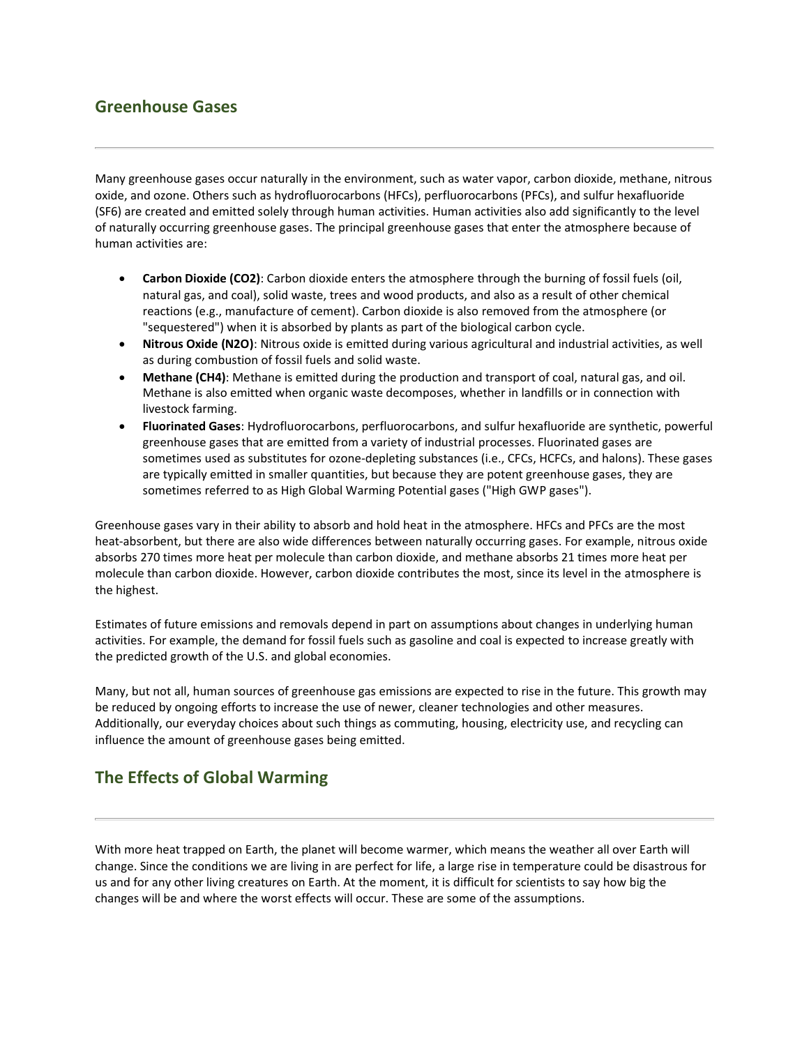## Greenhouse Gases

Many greenhouse gases occur naturally in the environment, such as water vapor, carbon dioxide, methane, nitrous oxide, and ozone. Others such as hydrofluorocarbons (HFCs), perfluorocarbons (PFCs), and sulfur hexafluoride ($SF_6$) are created and emitted solely through human activities. Human activities also add significantly to the level of naturally occurring greenhouse gases. The principal greenhouse gases that enter the atmosphere because of human activities are:

- **Carbon Dioxide ($CO_2$)**: Carbon dioxide enters the atmosphere through the burning of fossil fuels (oil, natural gas, and coal), solid waste, trees and wood products, and also as a result of other chemical reactions (e.g., manufacture of cement). Carbon dioxide is also removed from the atmosphere (or "sequestered") when it is absorbed by plants as part of the biological carbon cycle.
- **Nitrous Oxide ($N_2O$)**: Nitrous oxide is emitted during various agricultural and industrial activities, as well as during combustion of fossil fuels and solid waste.
- **Methane ($CH_4$)**: Methane is emitted during the production and transport of coal, natural gas, and oil. Methane is also emitted when organic waste decomposes, whether in landfills or in connection with livestock farming.
- **Fluorinated Gases**: Hydrofluorocarbons, perfluorocarbons, and sulfur hexafluoride are synthetic, powerful greenhouse gases that are emitted from a variety of industrial processes. Fluorinated gases are sometimes used as substitutes for ozone-depleting substances (i.e., CFCs, HCFCs, and halons). These gases are typically emitted in smaller quantities, but because they are potent greenhouse gases, they are sometimes referred to as High Global Warming Potential gases ("High GWP gases").

Greenhouse gases vary in their ability to absorb and hold heat in the atmosphere. HFCs and PFCs are the most heat-absorbent, but there are also wide differences between naturally occurring gases. For example, nitrous oxide absorbs 270 times more heat per molecule than carbon dioxide, and methane absorbs 21 times more heat per molecule than carbon dioxide. However, carbon dioxide contributes the most, since its level in the atmosphere is the highest.

Estimates of future emissions and removals depend in part on assumptions about changes in underlying human activities. For example, the demand for fossil fuels such as gasoline and coal is expected to increase greatly with the predicted growth of the U.S. and global economies.

Many, but not all, human sources of greenhouse gas emissions are expected to rise in the future. This growth may be reduced by ongoing efforts to increase the use of newer, cleaner technologies and other measures. Additionally, our everyday choices about such things as commuting, housing, electricity use, and recycling can influence the amount of greenhouse gases being emitted.

## The Effects of Global Warming

With more heat trapped on Earth, the planet will become warmer, which means the weather all over Earth will change. Since the conditions we are living in are perfect for life, a large rise in temperature could be disastrous for us and for any other living creatures on Earth. At the moment, it is difficult for scientists to say how big the changes will be and where the worst effects will occur. These are some of the assumptions.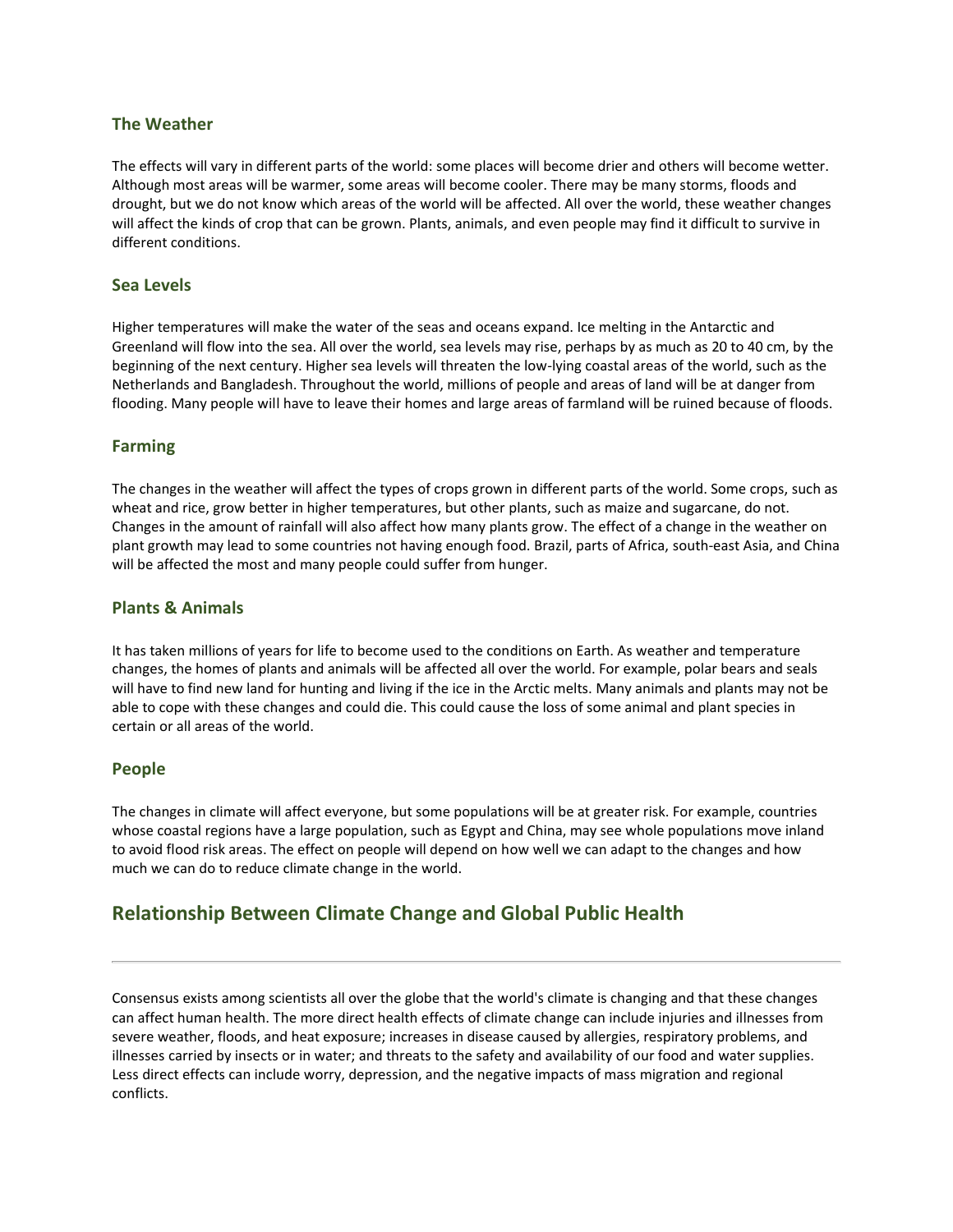### The Weather

The effects will vary in different parts of the world: some places will become drier and others will become wetter. Although most areas will be warmer, some areas will become cooler. There may be many storms, floods and drought, but we do not know which areas of the world will be affected. All over the world, these weather changes will affect the kinds of crop that can be grown. Plants, animals, and even people may find it difficult to survive in different conditions.

### Sea Levels

Higher temperatures will make the water of the seas and oceans expand. Ice melting in the Antarctic and Greenland will flow into the sea. All over the world, sea levels may rise, perhaps by as much as 20 to 40 cm, by the beginning of the next century. Higher sea levels will threaten the low-lying coastal areas of the world, such as the Netherlands and Bangladesh. Throughout the world, millions of people and areas of land will be at danger from flooding. Many people will have to leave their homes and large areas of farmland will be ruined because of floods.

### Farming

The changes in the weather will affect the types of crops grown in different parts of the world. Some crops, such as wheat and rice, grow better in higher temperatures, but other plants, such as maize and sugarcane, do not. Changes in the amount of rainfall will also affect how many plants grow. The effect of a change in the weather on plant growth may lead to some countries not having enough food. Brazil, parts of Africa, south-east Asia, and China will be affected the most and many people could suffer from hunger.

### Plants & Animals

It has taken millions of years for life to become used to the conditions on Earth. As weather and temperature changes, the homes of plants and animals will be affected all over the world. For example, polar bears and seals will have to find new land for hunting and living if the ice in the Arctic melts. Many animals and plants may not be able to cope with these changes and could die. This could cause the loss of some animal and plant species in certain or all areas of the world.

### People

The changes in climate will affect everyone, but some populations will be at greater risk. For example, countries whose coastal regions have a large population, such as Egypt and China, may see whole populations move inland to avoid flood risk areas. The effect on people will depend on how well we can adapt to the changes and how much we can do to reduce climate change in the world.

## Relationship Between Climate Change and Global Public Health

---

Consensus exists among scientists all over the globe that the world's climate is changing and that these changes can affect human health. The more direct health effects of climate change can include injuries and illnesses from severe weather, floods, and heat exposure; increases in disease caused by allergies, respiratory problems, and illnesses carried by insects or in water; and threats to the safety and availability of our food and water supplies. Less direct effects can include worry, depression, and the negative impacts of mass migration and regional conflicts.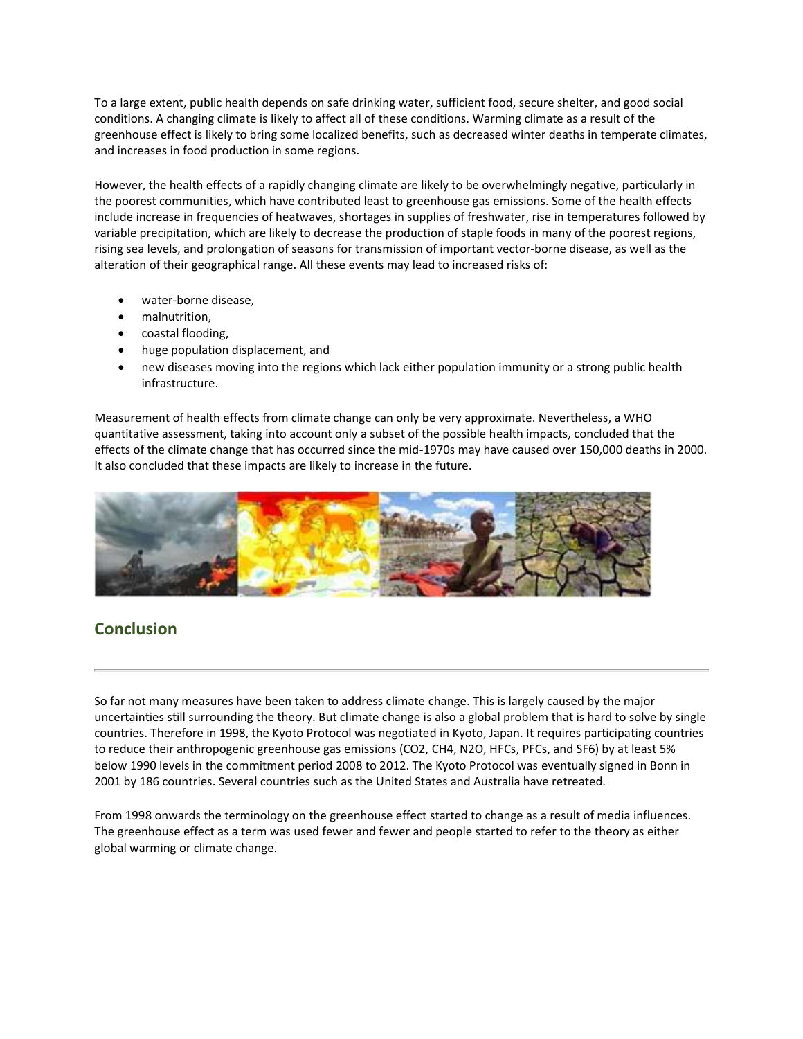To a large extent, public health depends on safe drinking water, sufficient food, secure shelter, and good social conditions. A changing climate is likely to affect all of these conditions. Warming climate as a result of the greenhouse effect is likely to bring some localized benefits, such as decreased winter deaths in temperate climates, and increases in food production in some regions.

However, the health effects of a rapidly changing climate are likely to be overwhelmingly negative, particularly in the poorest communities, which have contributed least to greenhouse gas emissions. Some of the health effects include increase in frequencies of heatwaves, shortages in supplies of freshwater, rise in temperatures followed by variable precipitation, which are likely to decrease the production of staple foods in many of the poorest regions, rising sea levels, and prolongation of seasons for transmission of important vector-borne disease, as well as the alteration of their geographical range. All these events may lead to increased risks of:

- water-borne disease,
- malnutrition,
- coastal flooding,
- huge population displacement, and
- new diseases moving into the regions which lack either population immunity or a strong public health infrastructure.

Measurement of health effects from climate change can only be very approximate. Nevertheless, a WHO quantitative assessment, taking into account only a subset of the possible health impacts, concluded that the effects of the climate change that has occurred since the mid-1970s may have caused over 150,000 deaths in 2000. It also concluded that these impacts are likely to increase in the future.

## Conclusion

So far not many measures have been taken to address climate change. This is largely caused by the major uncertainties still surrounding the theory. But climate change is also a global problem that is hard to solve by single countries. Therefore in 1998, the Kyoto Protocol was negotiated in Kyoto, Japan. It requires participating countries to reduce their anthropogenic greenhouse gas emissions ($CO_2$, $CH_4$, $N_2O$, HFCs, PFCs, and $SF_6$) by at least 5% below 1990 levels in the commitment period 2008 to 2012. The Kyoto Protocol was eventually signed in Bonn in 2001 by 186 countries. Several countries such as the United States and Australia have retreated.

From 1998 onwards the terminology on the greenhouse effect started to change as a result of media influences. The greenhouse effect as a term was used fewer and fewer and people started to refer to the theory as either global warming or climate change.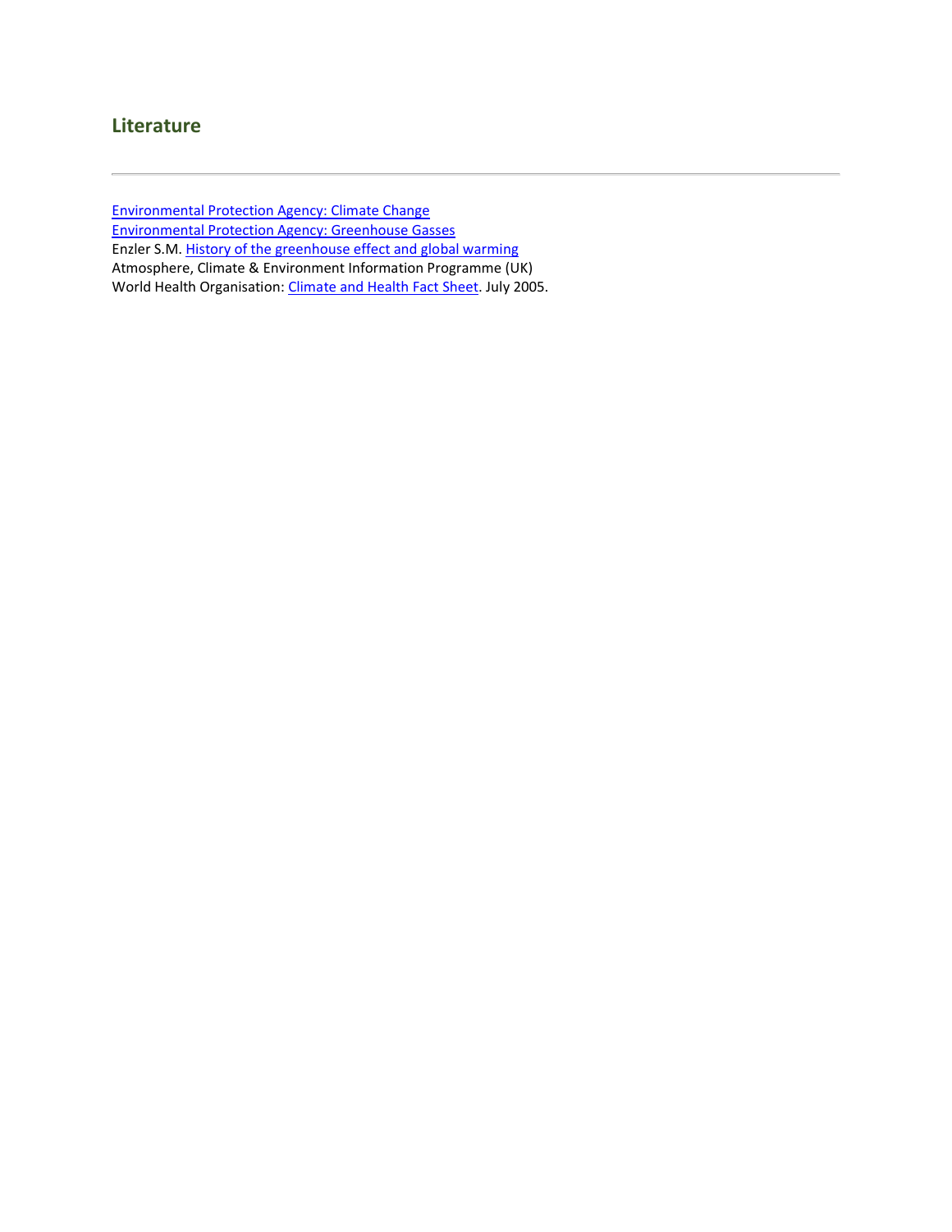## Literature

---

Environmental Protection Agency: Climate Change
Environmental Protection Agency: Greenhouse Gasses
Enzler S.M. History of the greenhouse effect and global warming
Atmosphere, Climate & Environment Information Programme (UK)
World Health Organisation: Climate and Health Fact Sheet. July 2005.